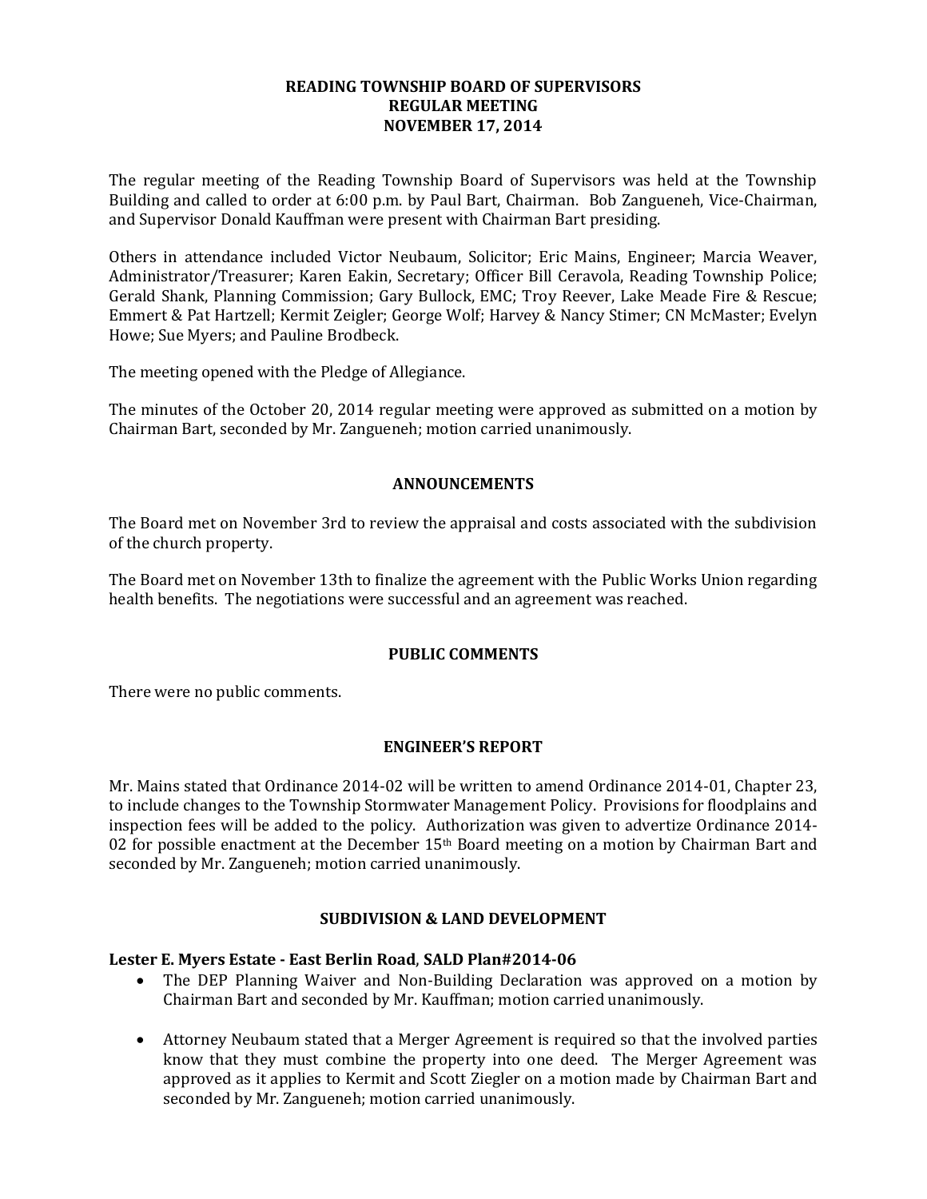# READING TOWNSHIP BOARD OF SUPERVISORS
# REGULAR MEETING
# NOVEMBER 17, 2014

The regular meeting of the Reading Township Board of Supervisors was held at the Township Building and called to order at 6:00 p.m. by Paul Bart, Chairman. Bob Zangueneh, Vice-Chairman, and Supervisor Donald Kauffman were present with Chairman Bart presiding.

Others in attendance included Victor Neubaum, Solicitor; Eric Mains, Engineer; Marcia Weaver, Administrator/Treasurer; Karen Eakin, Secretary; Officer Bill Ceravola, Reading Township Police; Gerald Shank, Planning Commission; Gary Bullock, EMC; Troy Reever, Lake Meade Fire & Rescue; Emmert & Pat Hartzell; Kermit Zeigler; George Wolf; Harvey & Nancy Stimer; CN McMaster; Evelyn Howe; Sue Myers; and Pauline Brodbeck.

The meeting opened with the Pledge of Allegiance.

The minutes of the October 20, 2014 regular meeting were approved as submitted on a motion by Chairman Bart, seconded by Mr. Zangueneh; motion carried unanimously.

## ANNOUNCEMENTS

The Board met on November 3rd to review the appraisal and costs associated with the subdivision of the church property.

The Board met on November 13th to finalize the agreement with the Public Works Union regarding health benefits. The negotiations were successful and an agreement was reached.

## PUBLIC COMMENTS

There were no public comments.

## ENGINEER'S REPORT

Mr. Mains stated that Ordinance 2014-02 will be written to amend Ordinance 2014-01, Chapter 23, to include changes to the Township Stormwater Management Policy. Provisions for floodplains and inspection fees will be added to the policy. Authorization was given to advertize Ordinance 2014-02 for possible enactment at the December 15th Board meeting on a motion by Chairman Bart and seconded by Mr. Zangueneh; motion carried unanimously.

## SUBDIVISION & LAND DEVELOPMENT

### Lester E. Myers Estate - East Berlin Road, SALD Plan#2014-06

- The DEP Planning Waiver and Non-Building Declaration was approved on a motion by Chairman Bart and seconded by Mr. Kauffman; motion carried unanimously.
- Attorney Neubaum stated that a Merger Agreement is required so that the involved parties know that they must combine the property into one deed. The Merger Agreement was approved as it applies to Kermit and Scott Ziegler on a motion made by Chairman Bart and seconded by Mr. Zangueneh; motion carried unanimously.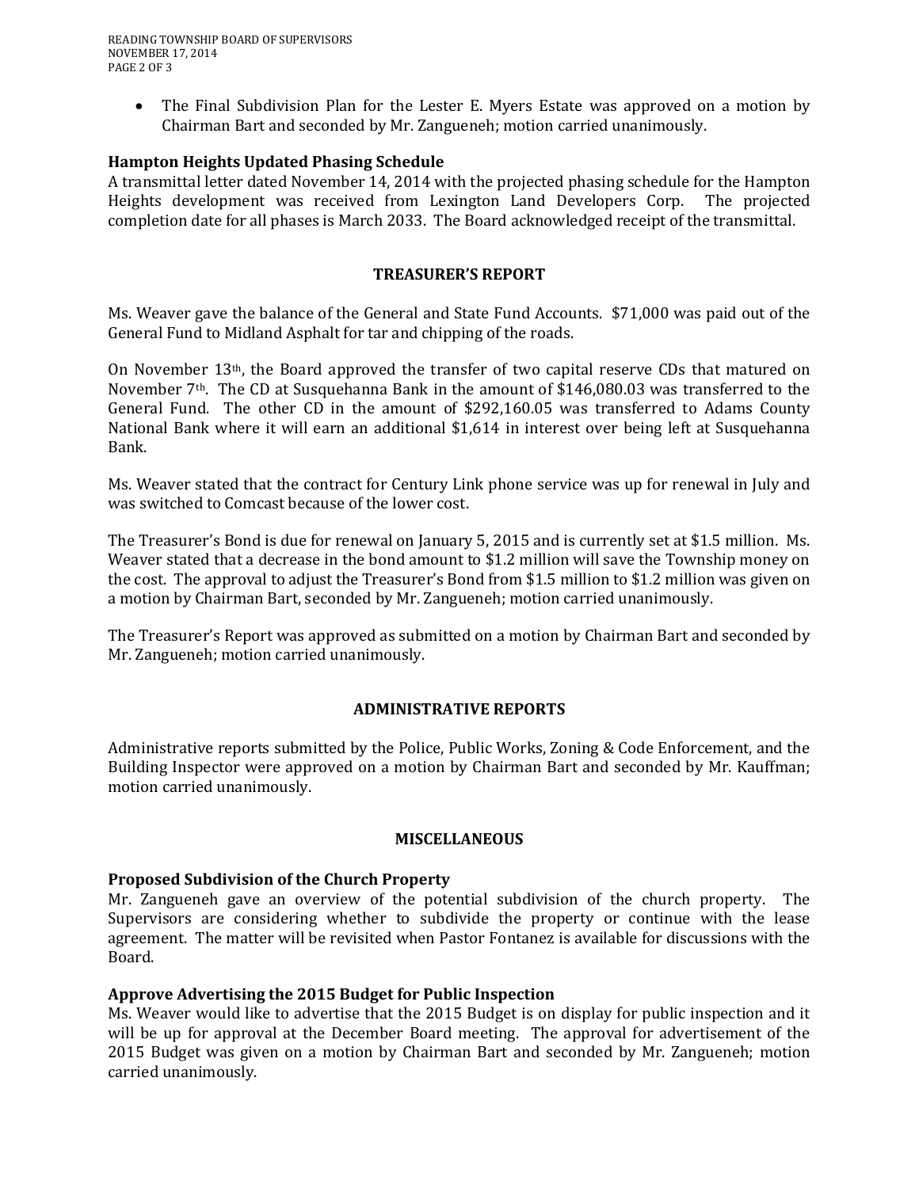- The Final Subdivision Plan for the Lester E. Myers Estate was approved on a motion by Chairman Bart and seconded by Mr. Zangueneh; motion carried unanimously.

**Hampton Heights Updated Phasing Schedule**

A transmittal letter dated November 14, 2014 with the projected phasing schedule for the Hampton Heights development was received from Lexington Land Developers Corp. The projected completion date for all phases is March 2033. The Board acknowledged receipt of the transmittal.

## TREASURER'S REPORT

Ms. Weaver gave the balance of the General and State Fund Accounts. $71,000 was paid out of the General Fund to Midland Asphalt for tar and chipping of the roads.

On November 13th, the Board approved the transfer of two capital reserve CDs that matured on November 7th. The CD at Susquehanna Bank in the amount of $146,080.03 was transferred to the General Fund. The other CD in the amount of $292,160.05 was transferred to Adams County National Bank where it will earn an additional $1,614 in interest over being left at Susquehanna Bank.

Ms. Weaver stated that the contract for Century Link phone service was up for renewal in July and was switched to Comcast because of the lower cost.

The Treasurer's Bond is due for renewal on January 5, 2015 and is currently set at $1.5 million. Ms. Weaver stated that a decrease in the bond amount to $1.2 million will save the Township money on the cost. The approval to adjust the Treasurer's Bond from $1.5 million to $1.2 million was given on a motion by Chairman Bart, seconded by Mr. Zangueneh; motion carried unanimously.

The Treasurer's Report was approved as submitted on a motion by Chairman Bart and seconded by Mr. Zangueneh; motion carried unanimously.

## ADMINISTRATIVE REPORTS

Administrative reports submitted by the Police, Public Works, Zoning & Code Enforcement, and the Building Inspector were approved on a motion by Chairman Bart and seconded by Mr. Kauffman; motion carried unanimously.

## MISCELLANEOUS

**Proposed Subdivision of the Church Property**

Mr. Zangueneh gave an overview of the potential subdivision of the church property. The Supervisors are considering whether to subdivide the property or continue with the lease agreement. The matter will be revisited when Pastor Fontanez is available for discussions with the Board.

**Approve Advertising the 2015 Budget for Public Inspection**

Ms. Weaver would like to advertise that the 2015 Budget is on display for public inspection and it will be up for approval at the December Board meeting. The approval for advertisement of the 2015 Budget was given on a motion by Chairman Bart and seconded by Mr. Zangueneh; motion carried unanimously.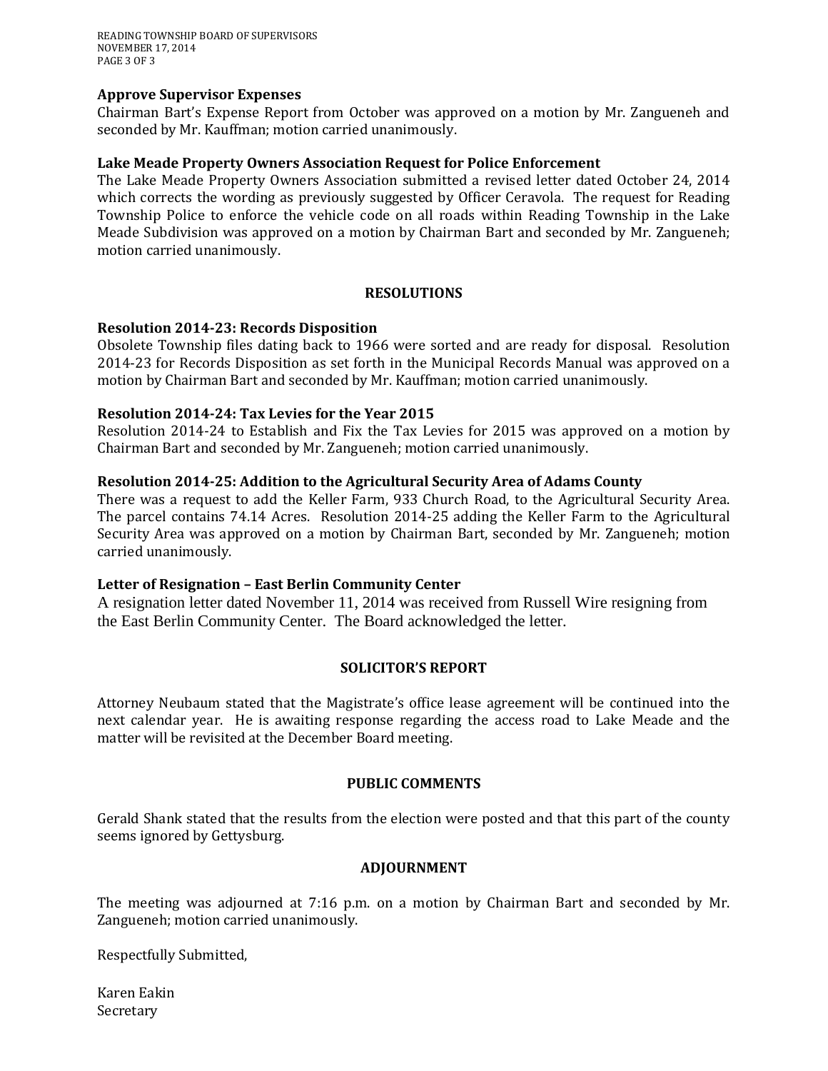### Approve Supervisor Expenses

Chairman Bart's Expense Report from October was approved on a motion by Mr. Zangueneh and seconded by Mr. Kauffman; motion carried unanimously.

### Lake Meade Property Owners Association Request for Police Enforcement

The Lake Meade Property Owners Association submitted a revised letter dated October 24, 2014 which corrects the wording as previously suggested by Officer Ceravola. The request for Reading Township Police to enforce the vehicle code on all roads within Reading Township in the Lake Meade Subdivision was approved on a motion by Chairman Bart and seconded by Mr. Zangueneh; motion carried unanimously.

## RESOLUTIONS

### Resolution 2014-23: Records Disposition

Obsolete Township files dating back to 1966 were sorted and are ready for disposal. Resolution 2014-23 for Records Disposition as set forth in the Municipal Records Manual was approved on a motion by Chairman Bart and seconded by Mr. Kauffman; motion carried unanimously.

### Resolution 2014-24: Tax Levies for the Year 2015

Resolution 2014-24 to Establish and Fix the Tax Levies for 2015 was approved on a motion by Chairman Bart and seconded by Mr. Zangueneh; motion carried unanimously.

### Resolution 2014-25: Addition to the Agricultural Security Area of Adams County

There was a request to add the Keller Farm, 933 Church Road, to the Agricultural Security Area. The parcel contains 74.14 Acres. Resolution 2014-25 adding the Keller Farm to the Agricultural Security Area was approved on a motion by Chairman Bart, seconded by Mr. Zangueneh; motion carried unanimously.

### Letter of Resignation – East Berlin Community Center

A resignation letter dated November 11, 2014 was received from Russell Wire resigning from the East Berlin Community Center. The Board acknowledged the letter.

## SOLICITOR'S REPORT

Attorney Neubaum stated that the Magistrate's office lease agreement will be continued into the next calendar year. He is awaiting response regarding the access road to Lake Meade and the matter will be revisited at the December Board meeting.

## PUBLIC COMMENTS

Gerald Shank stated that the results from the election were posted and that this part of the county seems ignored by Gettysburg.

## ADJOURNMENT

The meeting was adjourned at 7:16 p.m. on a motion by Chairman Bart and seconded by Mr. Zangueneh; motion carried unanimously.

Respectfully Submitted,

Karen Eakin
Secretary